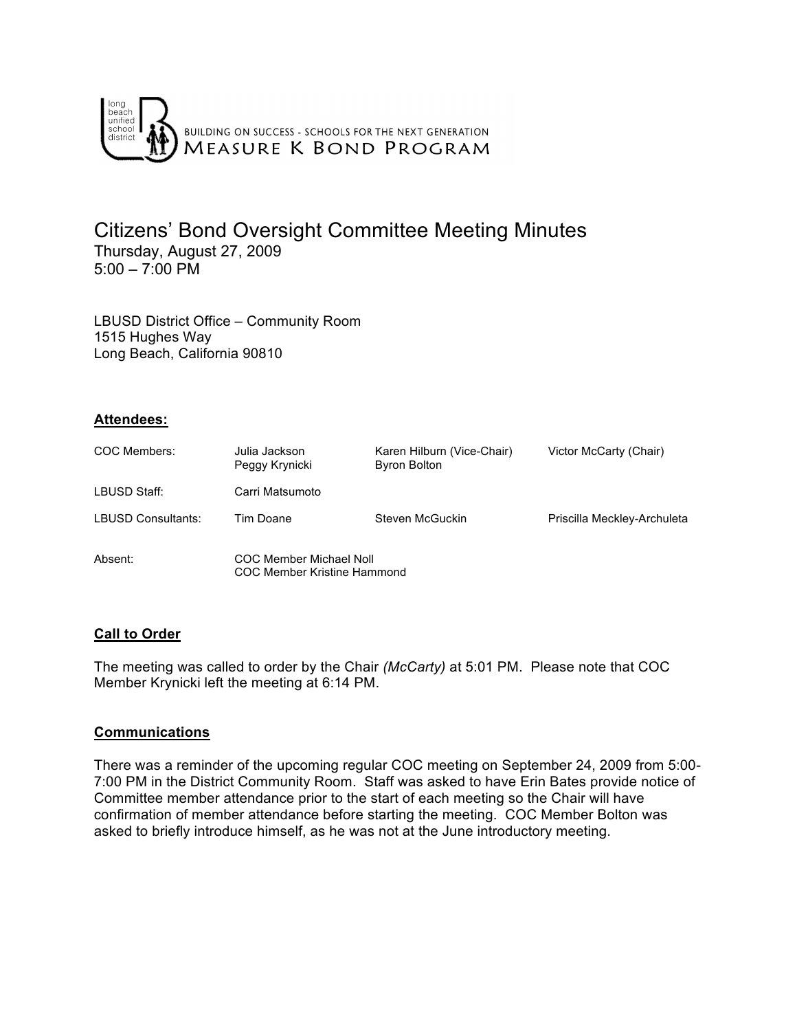BUILDING ON SUCCESS - SCHOOLS FOR THE NEXT GENERATION
MEASURE K BOND PROGRAM

# Citizens' Bond Oversight Committee Meeting Minutes

Thursday, August 27, 2009
5:00 – 7:00 PM

LBUSD District Office – Community Room
1515 Hughes Way
Long Beach, California 90810

## Attendees:

| | | | |
|---|---|---|---|
| COC Members: | Julia Jackson<br>Peggy Krynicki | Karen Hilburn (Vice-Chair)<br>Byron Bolton | Victor McCarty (Chair) |
| LBUSD Staff: | Carri Matsumoto | | |
| LBUSD Consultants: | Tim Doane | Steven McGuckin | Priscilla Meckley-Archuleta |
| Absent: | COC Member Michael Noll<br>COC Member Kristine Hammond | | |

## Call to Order

The meeting was called to order by the Chair *(McCarty)* at 5:01 PM. Please note that COC Member Krynicki left the meeting at 6:14 PM.

## Communications

There was a reminder of the upcoming regular COC meeting on September 24, 2009 from 5:00-7:00 PM in the District Community Room. Staff was asked to have Erin Bates provide notice of Committee member attendance prior to the start of each meeting so the Chair will have confirmation of member attendance before starting the meeting. COC Member Bolton was asked to briefly introduce himself, as he was not at the June introductory meeting.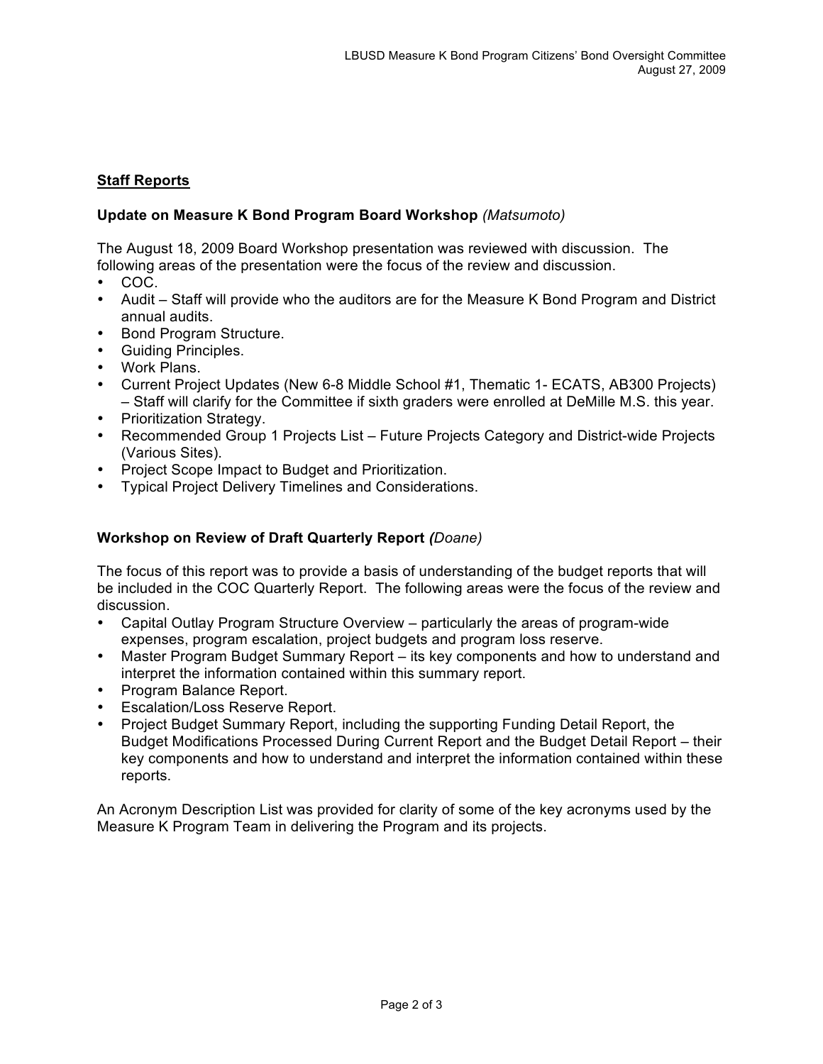## Staff Reports

### Update on Measure K Bond Program Board Workshop *(Matsumoto)*

The August 18, 2009 Board Workshop presentation was reviewed with discussion. The following areas of the presentation were the focus of the review and discussion.

- COC.
- Audit – Staff will provide who the auditors are for the Measure K Bond Program and District annual audits.
- Bond Program Structure.
- Guiding Principles.
- Work Plans.
- Current Project Updates (New 6-8 Middle School #1, Thematic 1- ECATS, AB300 Projects) – Staff will clarify for the Committee if sixth graders were enrolled at DeMille M.S. this year.
- Prioritization Strategy.
- Recommended Group 1 Projects List – Future Projects Category and District-wide Projects (Various Sites).
- Project Scope Impact to Budget and Prioritization.
- Typical Project Delivery Timelines and Considerations.

### Workshop on Review of Draft Quarterly Report *(Doane)*

The focus of this report was to provide a basis of understanding of the budget reports that will be included in the COC Quarterly Report. The following areas were the focus of the review and discussion.

- Capital Outlay Program Structure Overview – particularly the areas of program-wide expenses, program escalation, project budgets and program loss reserve.
- Master Program Budget Summary Report – its key components and how to understand and interpret the information contained within this summary report.
- Program Balance Report.
- Escalation/Loss Reserve Report.
- Project Budget Summary Report, including the supporting Funding Detail Report, the Budget Modifications Processed During Current Report and the Budget Detail Report – their key components and how to understand and interpret the information contained within these reports.

An Acronym Description List was provided for clarity of some of the key acronyms used by the Measure K Program Team in delivering the Program and its projects.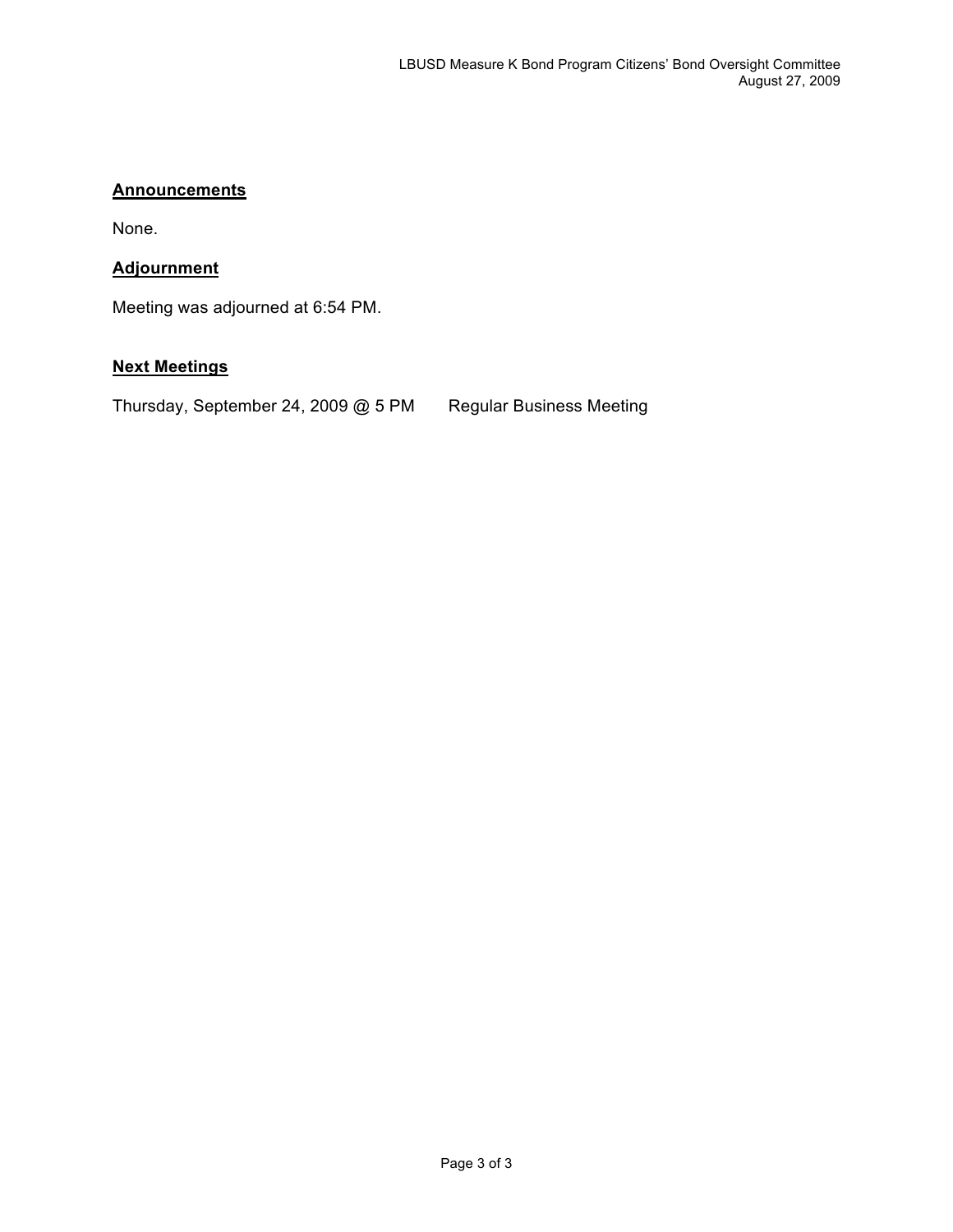## Announcements

None.

## Adjournment

Meeting was adjourned at 6:54 PM.

## Next Meetings

Thursday, September 24, 2009 @ 5 PM     Regular Business Meeting